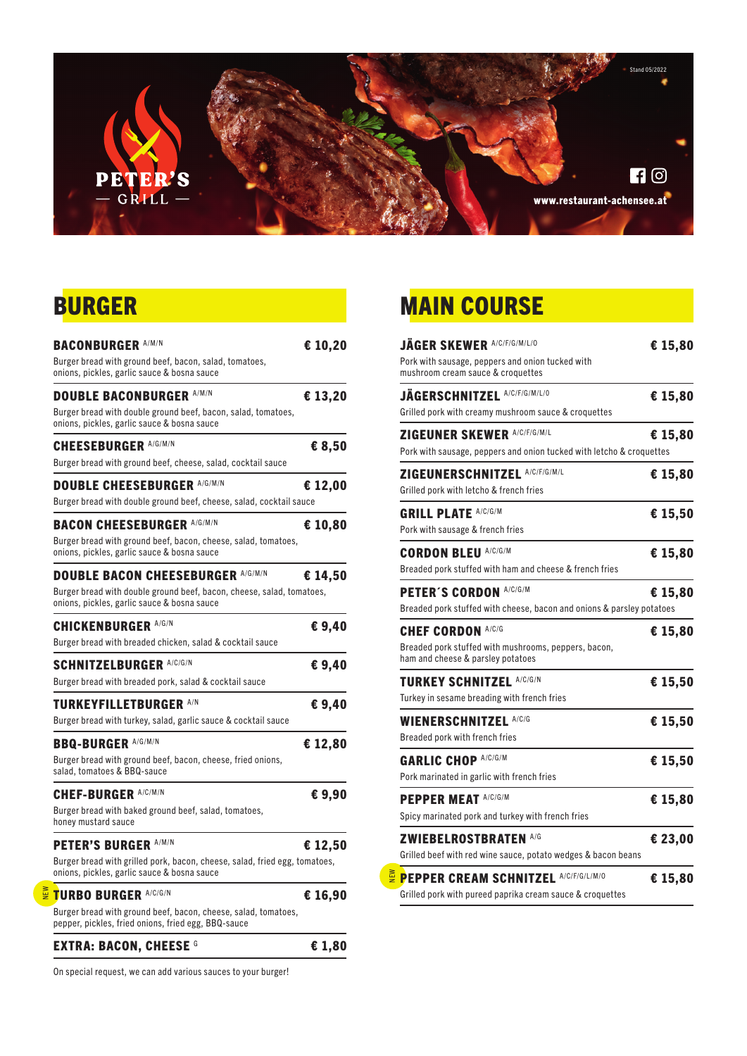PETER'S
— GRILL —

Stand 05/2022

www.restaurant-achensee.at

## BURGER

**BACONBURGER** A/M/N — **€ 10,20**
Burger bread with ground beef, bacon, salad, tomatoes, onions, pickles, garlic sauce & bosna sauce

**DOUBLE BACONBURGER** A/M/N — **€ 13,20**
Burger bread with double ground beef, bacon, salad, tomatoes, onions, pickles, garlic sauce & bosna sauce

**CHEESEBURGER** A/G/M/N — **€ 8,50**
Burger bread with ground beef, cheese, salad, cocktail sauce

**DOUBLE CHEESEBURGER** A/G/M/N — **€ 12,00**
Burger bread with double ground beef, cheese, salad, cocktail sauce

**BACON CHEESEBURGER** A/G/M/N — **€ 10,80**
Burger bread with ground beef, bacon, cheese, salad, tomatoes, onions, pickles, garlic sauce & bosna sauce

**DOUBLE BACON CHEESEBURGER** A/G/M/N — **€ 14,50**
Burger bread with double ground beef, bacon, cheese, salad, tomatoes, onions, pickles, garlic sauce & bosna sauce

**CHICKENBURGER** A/G/N — **€ 9,40**
Burger bread with breaded chicken, salad & cocktail sauce

**SCHNITZELBURGER** A/C/G/N — **€ 9,40**
Burger bread with breaded pork, salad & cocktail sauce

**TURKEYFILLETBURGER** A/N — **€ 9,40**
Burger bread with turkey, salad, garlic sauce & cocktail sauce

**BBQ-BURGER** A/G/M/N — **€ 12,80**
Burger bread with ground beef, bacon, cheese, fried onions, salad, tomatoes & BBQ-sauce

**CHEF-BURGER** A/C/M/N — **€ 9,90**
Burger bread with baked ground beef, salad, tomatoes, honey mustard sauce

**PETER'S BURGER** A/M/N — **€ 12,50**
Burger bread with grilled pork, bacon, cheese, salad, fried egg, tomatoes, onions, pickles, garlic sauce & bosna sauce

NEW **TURBO BURGER** A/C/G/N — **€ 16,90**
Burger bread with ground beef, bacon, cheese, salad, tomatoes, pepper, pickles, fried onions, fried egg, BBQ-sauce

**EXTRA: BACON, CHEESE** G — **€ 1,80**

On special request, we can add various sauces to your burger!

## MAIN COURSE

**JÄGER SKEWER** A/C/F/G/M/L/O — **€ 15,80**
Pork with sausage, peppers and onion tucked with mushroom cream sauce & croquettes

**JÄGERSCHNITZEL** A/C/F/G/M/L/O — **€ 15,80**
Grilled pork with creamy mushroom sauce & croquettes

**ZIGEUNER SKEWER** A/C/F/G/M/L — **€ 15,80**
Pork with sausage, peppers and onion tucked with letcho & croquettes

**ZIGEUNERSCHNITZEL** A/C/F/G/M/L — **€ 15,80**
Grilled pork with letcho & french fries

**GRILL PLATE** A/C/G/M — **€ 15,50**
Pork with sausage & french fries

**CORDON BLEU** A/C/G/M — **€ 15,80**
Breaded pork stuffed with ham and cheese & french fries

**PETER´S CORDON** A/C/G/M — **€ 15,80**
Breaded pork stuffed with cheese, bacon and onions & parsley potatoes

**CHEF CORDON** A/C/G — **€ 15,80**
Breaded pork stuffed with mushrooms, peppers, bacon, ham and cheese & parsley potatoes

**TURKEY SCHNITZEL** A/C/G/N — **€ 15,50**
Turkey in sesame breading with french fries

**WIENERSCHNITZEL** A/C/G — **€ 15,50**
Breaded pork with french fries

**GARLIC CHOP** A/C/G/M — **€ 15,50**
Pork marinated in garlic with french fries

**PEPPER MEAT** A/C/G/M — **€ 15,80**
Spicy marinated pork and turkey with french fries

**ZWIEBELROSTBRATEN** A/G — **€ 23,00**
Grilled beef with red wine sauce, potato wedges & bacon beans

NEW **PEPPER CREAM SCHNITZEL** A/C/F/G/L/M/O — **€ 15,80**
Grilled pork with pureed paprika cream sauce & croquettes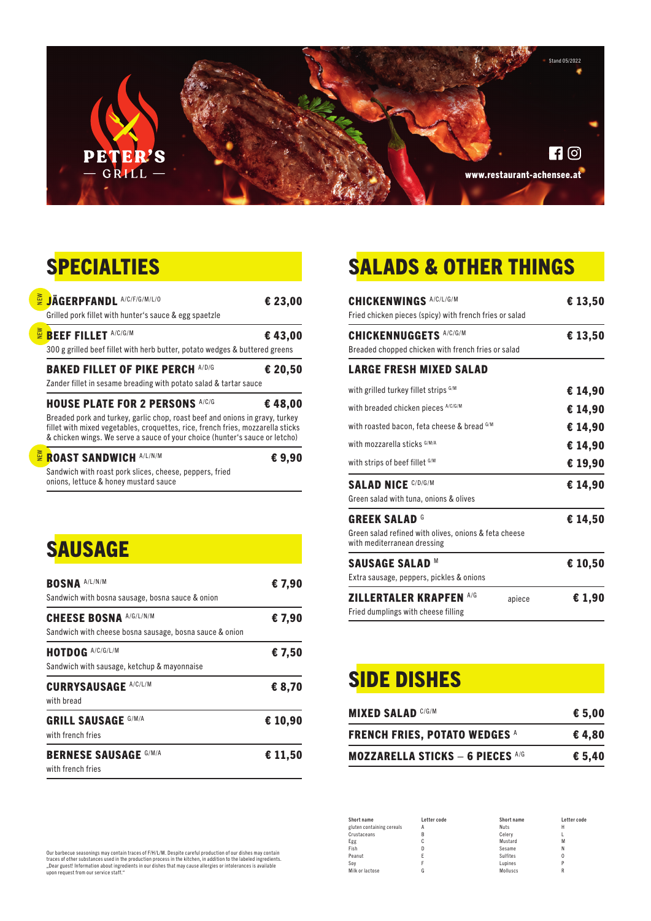Stand 05/2022

PETER'S

— GRILL —

www.restaurant-achensee.at

## SPECIALTIES

NEW **JÄGERPFANDL** A/C/F/G/M/L/O — **€ 23,00**
Grilled pork fillet with hunter's sauce & egg spaetzle

NEW **BEEF FILLET** A/C/G/M — **€ 43,00**
300 g grilled beef fillet with herb butter, potato wedges & buttered greens

**BAKED FILLET OF PIKE PERCH** A/D/G — **€ 20,50**
Zander fillet in sesame breading with potato salad & tartar sauce

**HOUSE PLATE FOR 2 PERSONS** A/C/G — **€ 48,00**
Breaded pork and turkey, garlic chop, roast beef and onions in gravy, turkey fillet with mixed vegetables, croquettes, rice, french fries, mozzarella sticks & chicken wings. We serve a sauce of your choice (hunter's sauce or letcho)

NEW **ROAST SANDWICH** A/L/N/M — **€ 9,90**
Sandwich with roast pork slices, cheese, peppers, fried onions, lettuce & honey mustard sauce

## SAUSAGE

**BOSNA** A/L/N/M — **€ 7,90**
Sandwich with bosna sausage, bosna sauce & onion

**CHEESE BOSNA** A/G/L/N/M — **€ 7,90**
Sandwich with cheese bosna sausage, bosna sauce & onion

**HOTDOG** A/C/G/L/M — **€ 7,50**
Sandwich with sausage, ketchup & mayonnaise

**CURRYSAUSAGE** A/C/L/M — **€ 8,70**
with bread

**GRILL SAUSAGE** G/M/A — **€ 10,90**
with french fries

**BERNESE SAUSAGE** G/M/A — **€ 11,50**
with french fries

## SALADS & OTHER THINGS

**CHICKENWINGS** A/C/L/G/M — **€ 13,50**
Fried chicken pieces (spicy) with french fries or salad

**CHICKENNUGGETS** A/C/G/M — **€ 13,50**
Breaded chopped chicken with french fries or salad

**LARGE FRESH MIXED SALAD**

| | |
|---|---|
| with grilled turkey fillet strips G/M | € 14,90 |
| with breaded chicken pieces A/C/G/M | € 14,90 |
| with roasted bacon, feta cheese & bread G/M | € 14,90 |
| with mozzarella sticks G/M/A | € 14,90 |
| with strips of beef fillet G/M | € 19,90 |

**SALAD NICE** C/D/G/M — **€ 14,90**
Green salad with tuna, onions & olives

**GREEK SALAD** G — **€ 14,50**
Green salad refined with olives, onions & feta cheese with mediterranean dressing

**SAUSAGE SALAD** M — **€ 10,50**
Extra sausage, peppers, pickles & onions

**ZILLERTALER KRAPFEN** A/G — apiece — **€ 1,90**
Fried dumplings with cheese filling

## SIDE DISHES

| | |
|---|---|
| **MIXED SALAD** C/G/M | **€ 5,00** |
| **FRENCH FRIES, POTATO WEDGES** A | **€ 4,80** |
| **MOZZARELLA STICKS – 6 PIECES** A/G | **€ 5,40** |

Our barbecue seasonings may contain traces of F/H/L/M. Despite careful production of our dishes may contain traces of other substances used in the production process in the kitchen, in addition to the labeled ingredients. „Dear guest! Information about ingredients in our dishes that may cause allergies or intolerances is available upon request from our service staff."

| Short name | Letter code | Short name | Letter code |
|---|---|---|---|
| gluten containing cereals | A | Nuts | H |
| Crustaceans | B | Celery | L |
| Egg | C | Mustard | M |
| Fish | D | Sesame | N |
| Peanut | E | Sulfites | O |
| Soy | F | Lupines | P |
| Milk or lactose | G | Molluscs | R |